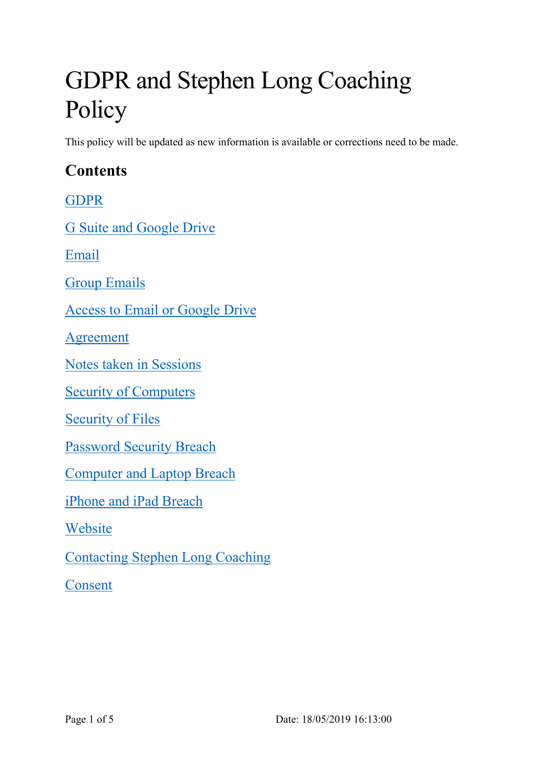# GDPR and Stephen Long Coaching Policy

This policy will be updated as new information is available or corrections need to be made.

## Contents

GDPR

G Suite and Google Drive

Email

Group Emails

Access to Email or Google Drive

Agreement

Notes taken in Sessions

Security of Computers

Security of Files

Password Security Breach

Computer and Laptop Breach

iPhone and iPad Breach

Website

Contacting Stephen Long Coaching

Consent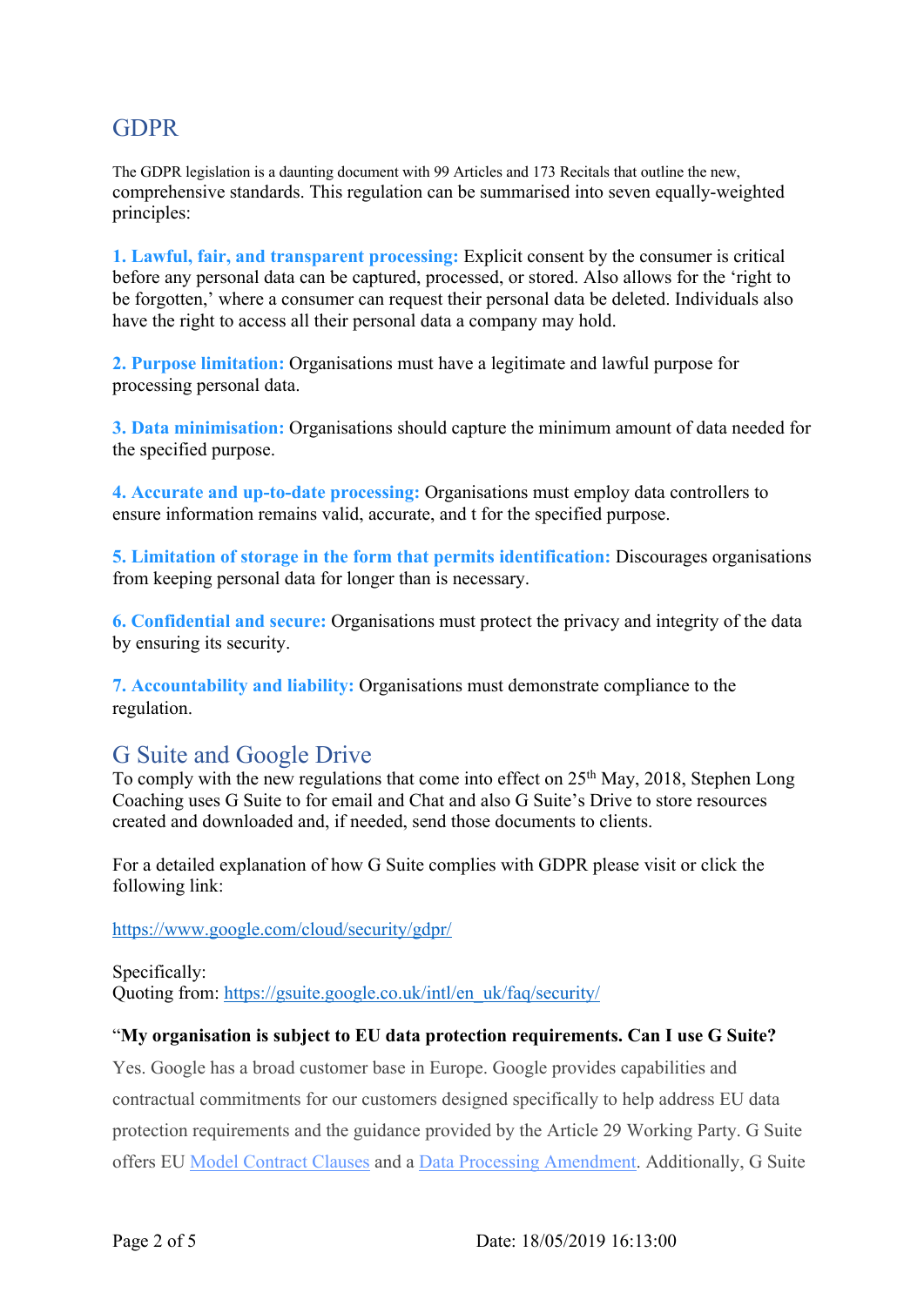## GDPR

The GDPR legislation is a daunting document with 99 Articles and 173 Recitals that outline the new, comprehensive standards. This regulation can be summarised into seven equally-weighted principles:

**1. Lawful, fair, and transparent processing:** Explicit consent by the consumer is critical before any personal data can be captured, processed, or stored. Also allows for the 'right to be forgotten,' where a consumer can request their personal data be deleted. Individuals also have the right to access all their personal data a company may hold.

**2. Purpose limitation:** Organisations must have a legitimate and lawful purpose for processing personal data.

**3. Data minimisation:** Organisations should capture the minimum amount of data needed for the specified purpose.

**4. Accurate and up-to-date processing:** Organisations must employ data controllers to ensure information remains valid, accurate, and t for the specified purpose.

**5. Limitation of storage in the form that permits identification:** Discourages organisations from keeping personal data for longer than is necessary.

**6. Confidential and secure:** Organisations must protect the privacy and integrity of the data by ensuring its security.

**7. Accountability and liability:** Organisations must demonstrate compliance to the regulation.

## G Suite and Google Drive

To comply with the new regulations that come into effect on 25th May, 2018, Stephen Long Coaching uses G Suite to for email and Chat and also G Suite's Drive to store resources created and downloaded and, if needed, send those documents to clients.

For a detailed explanation of how G Suite complies with GDPR please visit or click the following link:

https://www.google.com/cloud/security/gdpr/

Specifically:
Quoting from: https://gsuite.google.co.uk/intl/en_uk/faq/security/

"**My organisation is subject to EU data protection requirements. Can I use G Suite?**

Yes. Google has a broad customer base in Europe. Google provides capabilities and contractual commitments for our customers designed specifically to help address EU data protection requirements and the guidance provided by the Article 29 Working Party. G Suite offers EU Model Contract Clauses and a Data Processing Amendment. Additionally, G Suite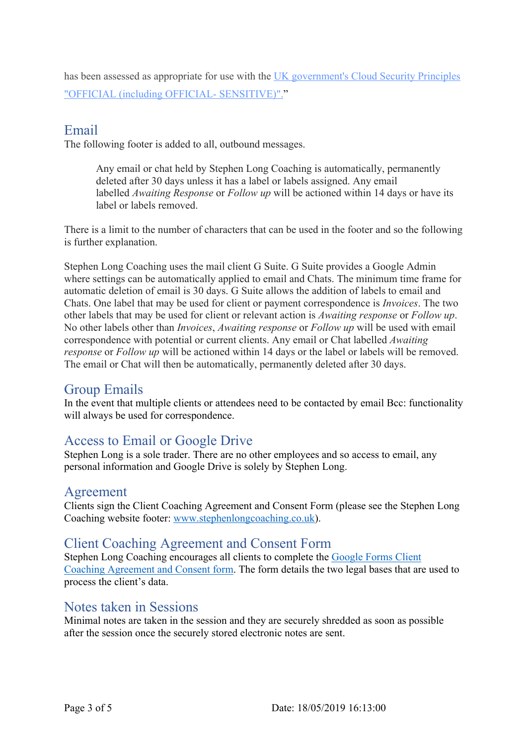has been assessed as appropriate for use with the [UK government's Cloud Security Principles "OFFICIAL (including OFFICIAL- SENSITIVE)".](#)"

## Email

The following footer is added to all, outbound messages.

> Any email or chat held by Stephen Long Coaching is automatically, permanently deleted after 30 days unless it has a label or labels assigned. Any email labelled *Awaiting Response* or *Follow up* will be actioned within 14 days or have its label or labels removed.

There is a limit to the number of characters that can be used in the footer and so the following is further explanation.

Stephen Long Coaching uses the mail client G Suite. G Suite provides a Google Admin where settings can be automatically applied to email and Chats. The minimum time frame for automatic deletion of email is 30 days. G Suite allows the addition of labels to email and Chats. One label that may be used for client or payment correspondence is *Invoices*. The two other labels that may be used for client or relevant action is *Awaiting response* or *Follow up*. No other labels other than *Invoices*, *Awaiting response* or *Follow up* will be used with email correspondence with potential or current clients. Any email or Chat labelled *Awaiting response* or *Follow up* will be actioned within 14 days or the label or labels will be removed. The email or Chat will then be automatically, permanently deleted after 30 days.

## Group Emails

In the event that multiple clients or attendees need to be contacted by email Bcc: functionality will always be used for correspondence.

## Access to Email or Google Drive

Stephen Long is a sole trader. There are no other employees and so access to email, any personal information and Google Drive is solely by Stephen Long.

## Agreement

Clients sign the Client Coaching Agreement and Consent Form (please see the Stephen Long Coaching website footer: [www.stephenlongcoaching.co.uk](http://www.stephenlongcoaching.co.uk)).

## Client Coaching Agreement and Consent Form

Stephen Long Coaching encourages all clients to complete the [Google Forms Client Coaching Agreement and Consent form](#). The form details the two legal bases that are used to process the client's data.

## Notes taken in Sessions

Minimal notes are taken in the session and they are securely shredded as soon as possible after the session once the securely stored electronic notes are sent.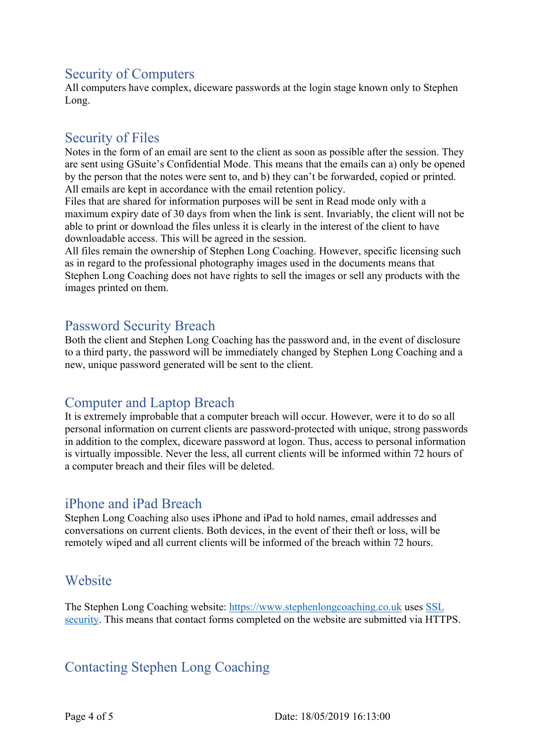## Security of Computers

All computers have complex, diceware passwords at the login stage known only to Stephen Long.

## Security of Files

Notes in the form of an email are sent to the client as soon as possible after the session. They are sent using GSuite's Confidential Mode. This means that the emails can a) only be opened by the person that the notes were sent to, and b) they can't be forwarded, copied or printed. All emails are kept in accordance with the email retention policy.

Files that are shared for information purposes will be sent in Read mode only with a maximum expiry date of 30 days from when the link is sent. Invariably, the client will not be able to print or download the files unless it is clearly in the interest of the client to have downloadable access. This will be agreed in the session.

All files remain the ownership of Stephen Long Coaching. However, specific licensing such as in regard to the professional photography images used in the documents means that Stephen Long Coaching does not have rights to sell the images or sell any products with the images printed on them.

## Password Security Breach

Both the client and Stephen Long Coaching has the password and, in the event of disclosure to a third party, the password will be immediately changed by Stephen Long Coaching and a new, unique password generated will be sent to the client.

## Computer and Laptop Breach

It is extremely improbable that a computer breach will occur. However, were it to do so all personal information on current clients are password-protected with unique, strong passwords in addition to the complex, diceware password at logon. Thus, access to personal information is virtually impossible. Never the less, all current clients will be informed within 72 hours of a computer breach and their files will be deleted.

## iPhone and iPad Breach

Stephen Long Coaching also uses iPhone and iPad to hold names, email addresses and conversations on current clients. Both devices, in the event of their theft or loss, will be remotely wiped and all current clients will be informed of the breach within 72 hours.

## Website

The Stephen Long Coaching website: [https://www.stephenlongcoaching.co.uk](https://www.stephenlongcoaching.co.uk) uses SSL security. This means that contact forms completed on the website are submitted via HTTPS.

## Contacting Stephen Long Coaching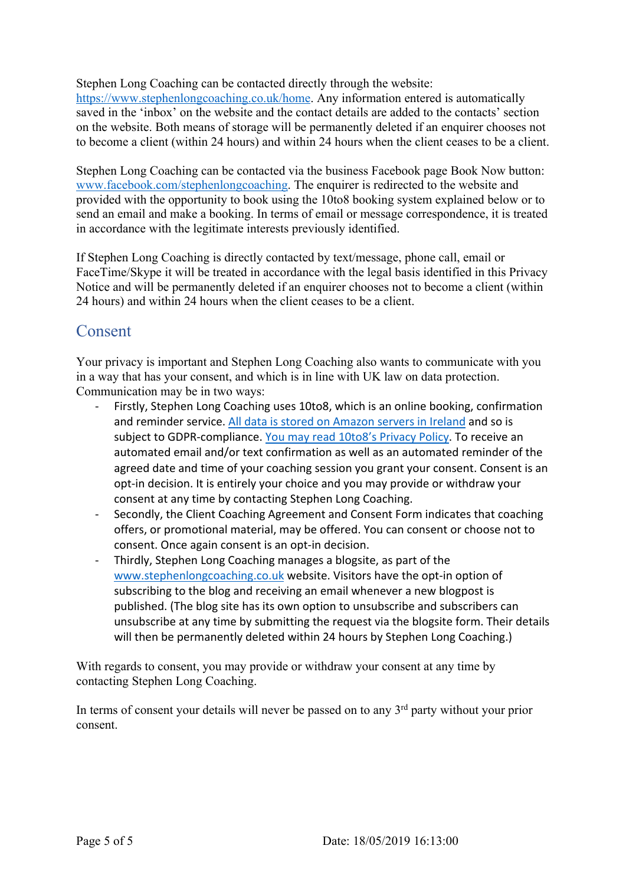Stephen Long Coaching can be contacted directly through the website: https://www.stephenlongcoaching.co.uk/home. Any information entered is automatically saved in the 'inbox' on the website and the contact details are added to the contacts' section on the website. Both means of storage will be permanently deleted if an enquirer chooses not to become a client (within 24 hours) and within 24 hours when the client ceases to be a client.

Stephen Long Coaching can be contacted via the business Facebook page Book Now button: www.facebook.com/stephenlongcoaching. The enquirer is redirected to the website and provided with the opportunity to book using the 10to8 booking system explained below or to send an email and make a booking. In terms of email or message correspondence, it is treated in accordance with the legitimate interests previously identified.

If Stephen Long Coaching is directly contacted by text/message, phone call, email or FaceTime/Skype it will be treated in accordance with the legal basis identified in this Privacy Notice and will be permanently deleted if an enquirer chooses not to become a client (within 24 hours) and within 24 hours when the client ceases to be a client.

## Consent

Your privacy is important and Stephen Long Coaching also wants to communicate with you in a way that has your consent, and which is in line with UK law on data protection. Communication may be in two ways:

- Firstly, Stephen Long Coaching uses 10to8, which is an online booking, confirmation and reminder service. All data is stored on Amazon servers in Ireland and so is subject to GDPR-compliance. You may read 10to8's Privacy Policy. To receive an automated email and/or text confirmation as well as an automated reminder of the agreed date and time of your coaching session you grant your consent. Consent is an opt-in decision. It is entirely your choice and you may provide or withdraw your consent at any time by contacting Stephen Long Coaching.
- Secondly, the Client Coaching Agreement and Consent Form indicates that coaching offers, or promotional material, may be offered. You can consent or choose not to consent. Once again consent is an opt-in decision.
- Thirdly, Stephen Long Coaching manages a blogsite, as part of the www.stephenlongcoaching.co.uk website. Visitors have the opt-in option of subscribing to the blog and receiving an email whenever a new blogpost is published. (The blog site has its own option to unsubscribe and subscribers can unsubscribe at any time by submitting the request via the blogsite form. Their details will then be permanently deleted within 24 hours by Stephen Long Coaching.)

With regards to consent, you may provide or withdraw your consent at any time by contacting Stephen Long Coaching.

In terms of consent your details will never be passed on to any 3rd party without your prior consent.

Date: 18/05/2019 16:13:00